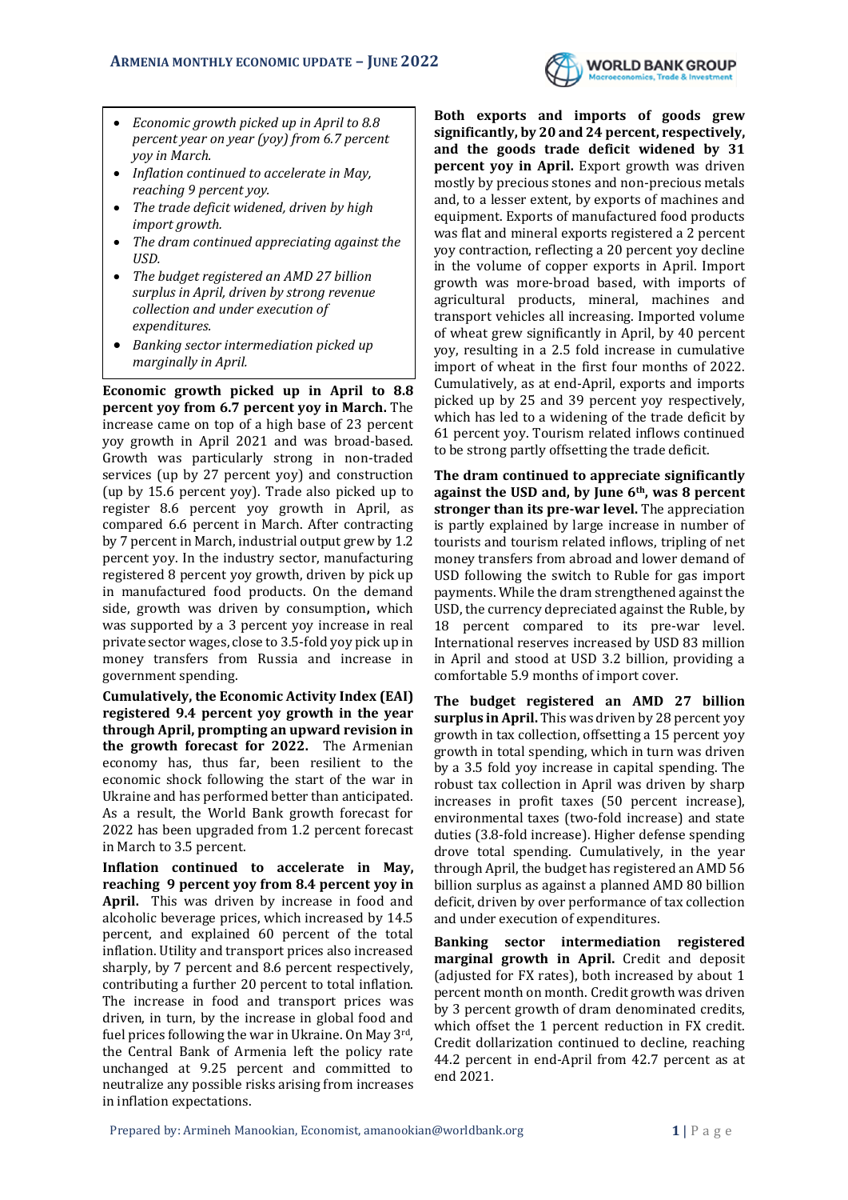- *Economic growth picked up in April to 8.8 percent year on year (yoy) from 6.7 percent yoy in March.*
- *Inflation continued to accelerate in May, reaching 9 percent yoy.*
- *The trade deficit widened, driven by high import growth.*
- *The dram continued appreciating against the USD.*
- *The budget registered an AMD 27 billion surplus in April, driven by strong revenue collection and under execution of expenditures.*
- *Banking sector intermediation picked up marginally in April.*

**Economic growth picked up in April to 8.8 percent yoy from 6.7 percent yoy in March.** The increase came on top of a high base of 23 percent yoy growth in April 2021 and was broad-based. Growth was particularly strong in non-traded services (up by 27 percent yoy) and construction (up by 15.6 percent yoy). Trade also picked up to register 8.6 percent yoy growth in April, as compared 6.6 percent in March. After contracting by 7 percent in March, industrial output grew by 1.2 percent yoy. In the industry sector, manufacturing registered 8 percent yoy growth, driven by pick up in manufactured food products. On the demand side, growth was driven by consumption**,** which was supported by a 3 percent yoy increase in real private sector wages, close to 3.5-fold yoy pick up in money transfers from Russia and increase in government spending.

**Cumulatively, the Economic Activity Index (EAI) registered 9.4 percent yoy growth in the year through April, prompting an upward revision in the growth forecast for 2022.** The Armenian economy has, thus far, been resilient to the economic shock following the start of the war in Ukraine and has performed better than anticipated. As a result, the World Bank growth forecast for 2022 has been upgraded from 1.2 percent forecast in March to 3.5 percent.

**Inflation continued to accelerate in May, reaching 9 percent yoy from 8.4 percent yoy in April.** This was driven by increase in food and alcoholic beverage prices, which increased by 14.5 percent, and explained 60 percent of the total inflation. Utility and transport prices also increased sharply, by 7 percent and 8.6 percent respectively, contributing a further 20 percent to total inflation. The increase in food and transport prices was driven, in turn, by the increase in global food and fuel prices following the war in Ukraine. On May 3rd, the Central Bank of Armenia left the policy rate unchanged at 9.25 percent and committed to neutralize any possible risks arising from increases in inflation expectations.

**Both exports and imports of goods grew significantly, by 20 and 24 percent, respectively, and the goods trade deficit widened by 31 percent yoy in April.** Export growth was driven mostly by precious stones and non-precious metals and, to a lesser extent, by exports of machines and equipment. Exports of manufactured food products was flat and mineral exports registered a 2 percent yoy contraction, reflecting a 20 percent yoy decline in the volume of copper exports in April. Import growth was more-broad based, with imports of agricultural products, mineral, machines and transport vehicles all increasing. Imported volume of wheat grew significantly in April, by 40 percent yoy, resulting in a 2.5 fold increase in cumulative import of wheat in the first four months of 2022. Cumulatively, as at end-April, exports and imports picked up by 25 and 39 percent yoy respectively, which has led to a widening of the trade deficit by 61 percent yoy. Tourism related inflows continued to be strong partly offsetting the trade deficit.

**The dram continued to appreciate significantly against the USD and, by June 6th, was 8 percent stronger than its pre-war level.** The appreciation is partly explained by large increase in number of tourists and tourism related inflows, tripling of net money transfers from abroad and lower demand of USD following the switch to Ruble for gas import payments. While the dram strengthened against the USD, the currency depreciated against the Ruble, by 18 percent compared to its pre-war level. International reserves increased by USD 83 million in April and stood at USD 3.2 billion, providing a comfortable 5.9 months of import cover.

**The budget registered an AMD 27 billion surplus in April.** This was driven by 28 percent yoy growth in tax collection, offsetting a 15 percent yoy growth in total spending, which in turn was driven by a 3.5 fold yoy increase in capital spending. The robust tax collection in April was driven by sharp increases in profit taxes (50 percent increase), environmental taxes (two-fold increase) and state duties (3.8-fold increase). Higher defense spending drove total spending. Cumulatively, in the year through April, the budget has registered an AMD 56 billion surplus as against a planned AMD 80 billion deficit, driven by over performance of tax collection and under execution of expenditures.

**Banking sector intermediation registered marginal growth in April.** Credit and deposit (adjusted for FX rates), both increased by about 1 percent month on month. Credit growth was driven by 3 percent growth of dram denominated credits, which offset the 1 percent reduction in FX credit. Credit dollarization continued to decline, reaching 44.2 percent in end-April from 42.7 percent as at end 2021.

Prepared by: Armineh Manookian, Economist, amanookian@worldbank.org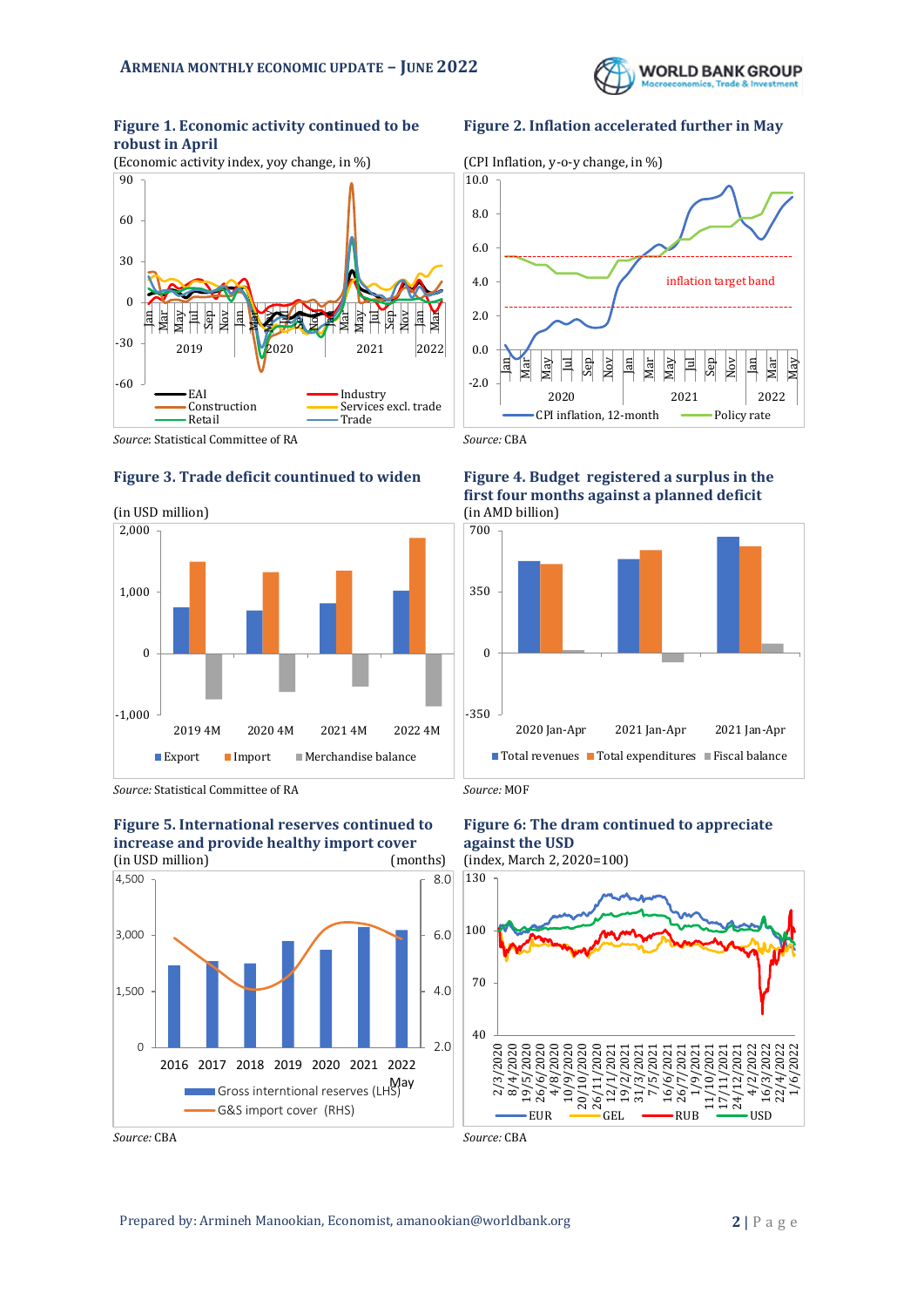### Figure 1. Economic activity continued to be robust in April

(Economic activity index, yoy change, in %)

90
60
30
0
-30
-60

Jan Mar May Jul Sep Nov Jan Mar May Jul Sep Nov Jan Mar May Jul Sep Nov Jan Mar

2019 2020 2021 2022

EAI
Construction
Retail
Industry
Services excl. trade
Trade

*Source*: Statistical Committee of RA

### Figure 2. Inflation accelerated further in May

(CPI Inflation, y-o-y change, in %)

10.0
8.0
6.0
4.0
2.0
0.0
-2.0

inflation target band

Jan Mar May Jul Sep Nov Jan Mar May Jul Sep Nov Jan Mar May

2020 2021 2022

CPI inflation, 12-month
Policy rate

*Source:* CBA

### Figure 3. Trade deficit countinued to widen

(in USD million)

2,000
1,000
0
-1,000

2019 4M 2020 4M 2021 4M 2022 4M

Export
Import
Merchandise balance

*Source:* Statistical Committee of RA

### Figure 4. Budget registered a surplus in the first four months against a planned deficit

(in AMD billion)

700
350
0
-350

2020 Jan-Apr 2021 Jan-Apr 2021 Jan-Apr

Total revenues
Total expenditures
Fiscal balance

*Source:* MOF

### Figure 5. International reserves continued to increase and provide healthy import cover

(in USD million) (months)

4,500
3,000
1,500
0

8.0
6.0
4.0
2.0

2016 2017 2018 2019 2020 2021 2022 May

Gross interntional reserves (LHS)
G&S import cover (RHS)

*Source:* CBA

### Figure 6: The dram continued to appreciate against the USD

(index, March 2, 2020=100)

130
100
70
40

2/3/2020 8/4/2020 19/5/2020 26/6/2020 4/8/2020 10/9/2020 20/10/2020 26/11/2020 12/1/2021 19/2/2021 31/3/2021 7/5/2021 16/6/2021 26/7/2021 1/9/2021 11/10/2021 17/11/2021 24/12/2021 4/2/2022 16/3/2022 22/4/2022 1/6/2022

EUR
GEL
RUB
USD

*Source:* CBA

Prepared by: Armineh Manookian, Economist, amanookian@worldbank.org